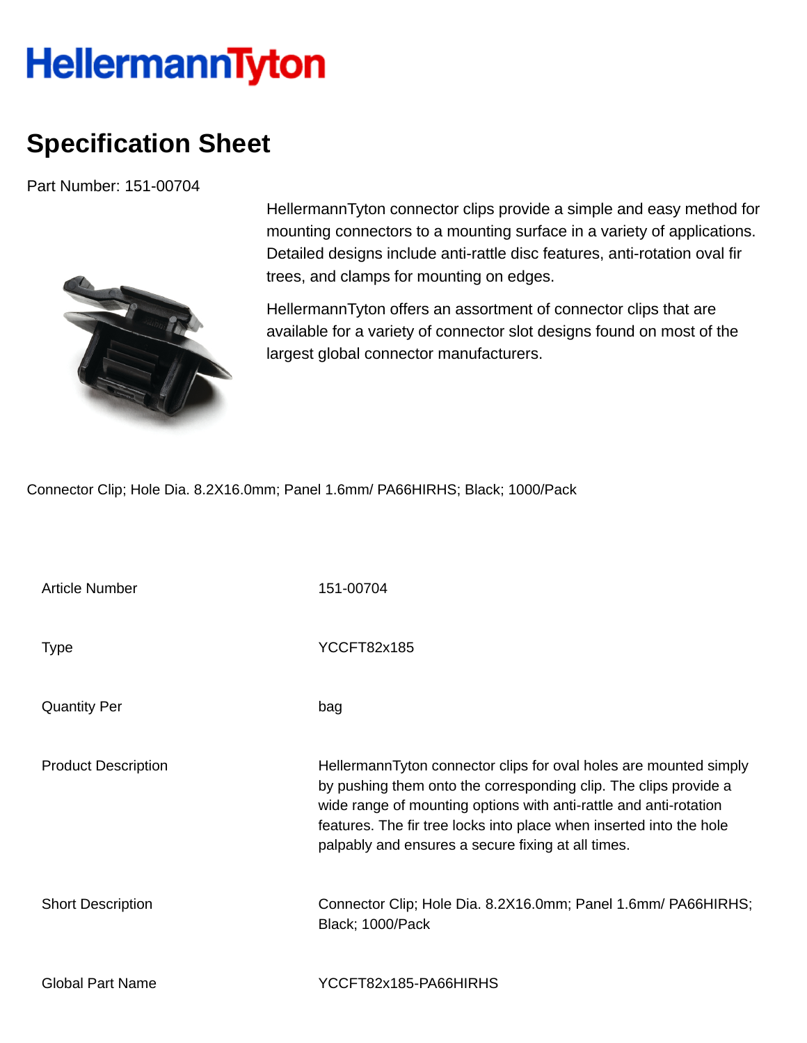HellermannTyton

# Specification Sheet

Part Number: 151-00704

HellermannTyton connector clips provide a simple and easy method for mounting connectors to a mounting surface in a variety of applications. Detailed designs include anti-rattle disc features, anti-rotation oval fir trees, and clamps for mounting on edges.

HellermannTyton offers an assortment of connector clips that are available for a variety of connector slot designs found on most of the largest global connector manufacturers.

Connector Clip; Hole Dia. 8.2X16.0mm; Panel 1.6mm/ PA66HIRHS; Black; 1000/Pack

| | |
|---|---|
| Article Number | 151-00704 |
| Type | YCCFT82x185 |
| Quantity Per | bag |
| Product Description | HellermannTyton connector clips for oval holes are mounted simply by pushing them onto the corresponding clip. The clips provide a wide range of mounting options with anti-rattle and anti-rotation features. The fir tree locks into place when inserted into the hole palpably and ensures a secure fixing at all times. |
| Short Description | Connector Clip; Hole Dia. 8.2X16.0mm; Panel 1.6mm/ PA66HIRHS; Black; 1000/Pack |
| Global Part Name | YCCFT82x185-PA66HIRHS |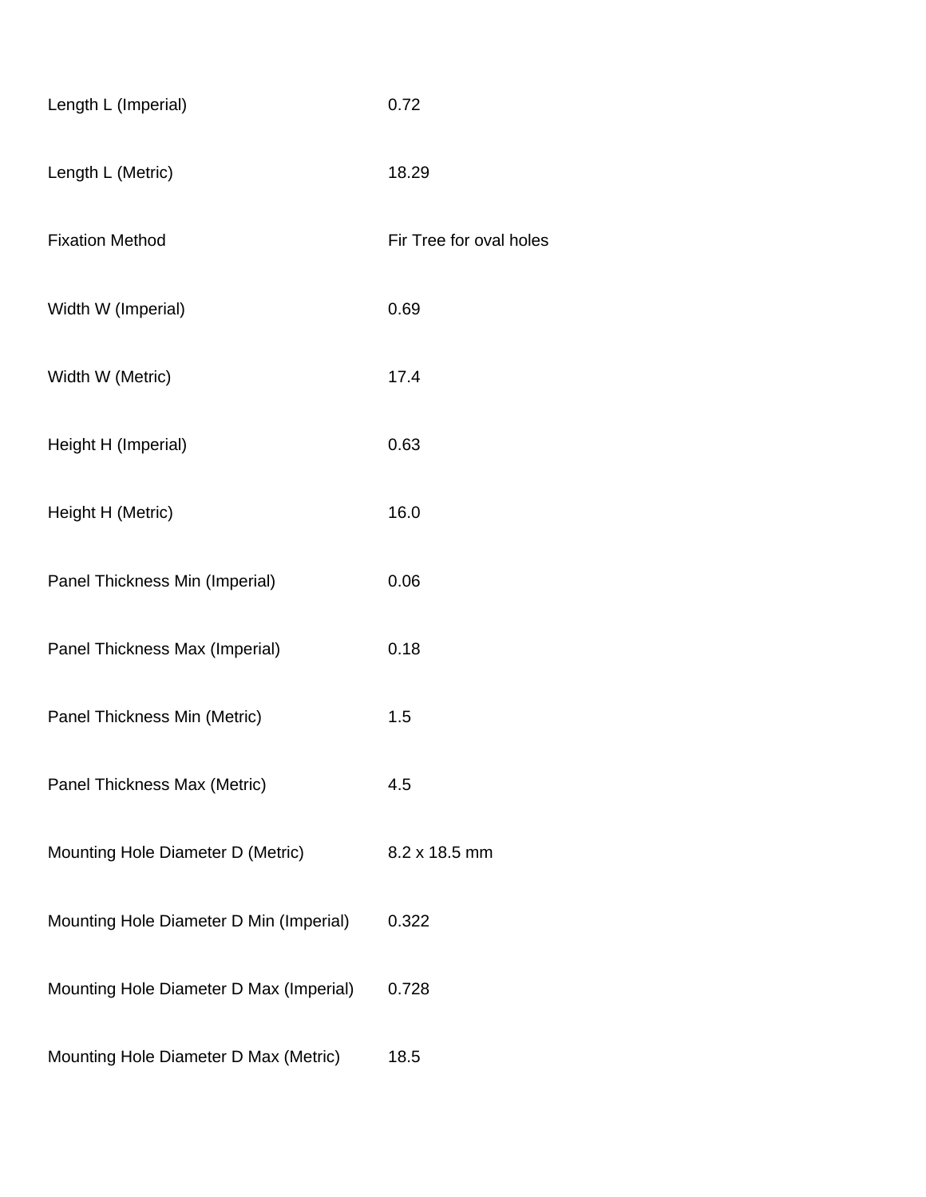| | |
|---|---|
| Length L (Imperial) | 0.72 |
| Length L (Metric) | 18.29 |
| Fixation Method | Fir Tree for oval holes |
| Width W (Imperial) | 0.69 |
| Width W (Metric) | 17.4 |
| Height H (Imperial) | 0.63 |
| Height H (Metric) | 16.0 |
| Panel Thickness Min (Imperial) | 0.06 |
| Panel Thickness Max (Imperial) | 0.18 |
| Panel Thickness Min (Metric) | 1.5 |
| Panel Thickness Max (Metric) | 4.5 |
| Mounting Hole Diameter D (Metric) | 8.2 x 18.5 mm |
| Mounting Hole Diameter D Min (Imperial) | 0.322 |
| Mounting Hole Diameter D Max (Imperial) | 0.728 |
| Mounting Hole Diameter D Max (Metric) | 18.5 |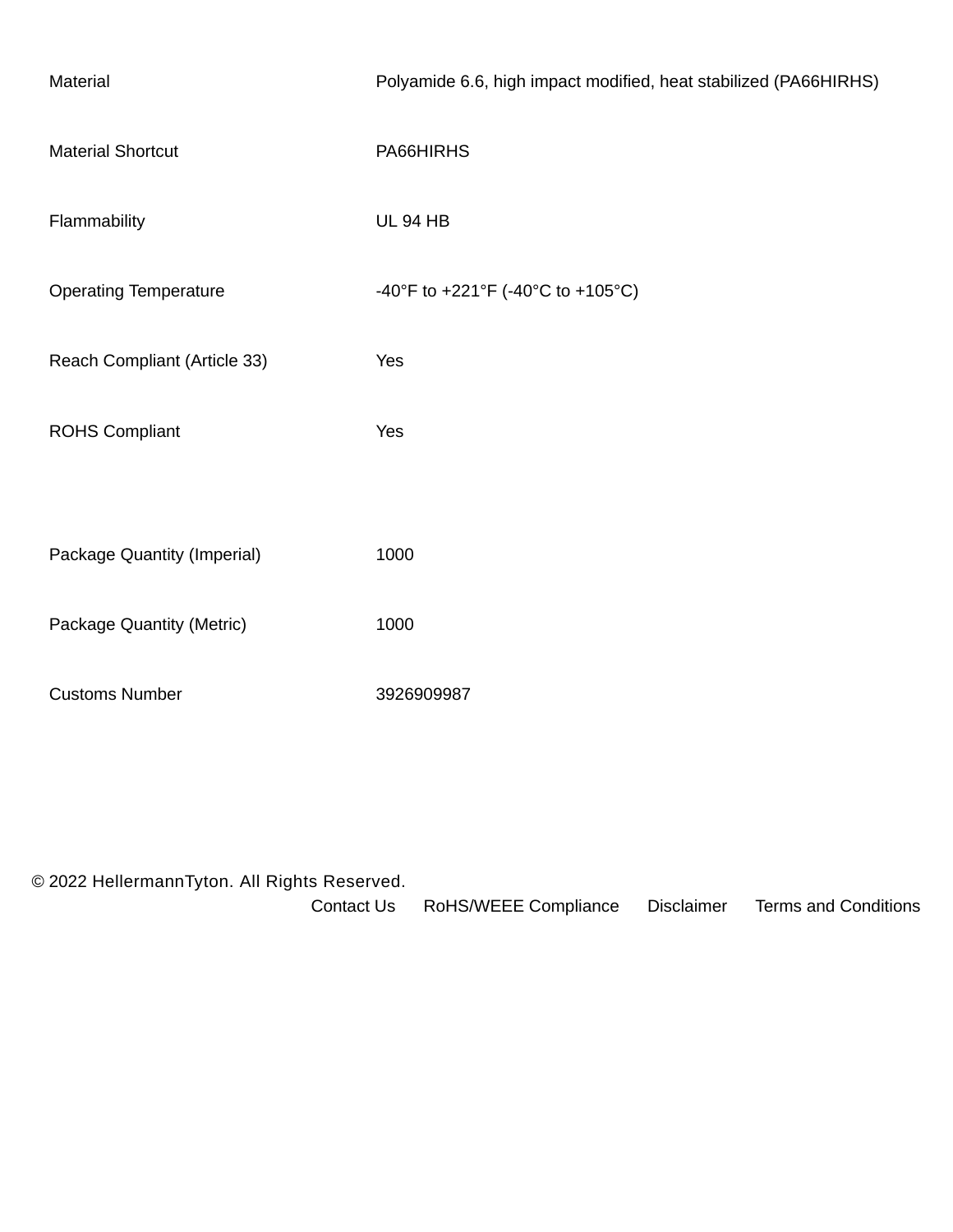| | |
|---|---|
| Material | Polyamide 6.6, high impact modified, heat stabilized (PA66HIRHS) |
| Material Shortcut | PA66HIRHS |
| Flammability | UL 94 HB |
| Operating Temperature | -40°F to +221°F (-40°C to +105°C) |
| Reach Compliant (Article 33) | Yes |
| ROHS Compliant | Yes |

| | |
|---|---|
| Package Quantity (Imperial) | 1000 |
| Package Quantity (Metric) | 1000 |
| Customs Number | 3926909987 |

© 2022 HellermannTyton. All Rights Reserved.

Contact Us RoHS/WEEE Compliance Disclaimer Terms and Conditions